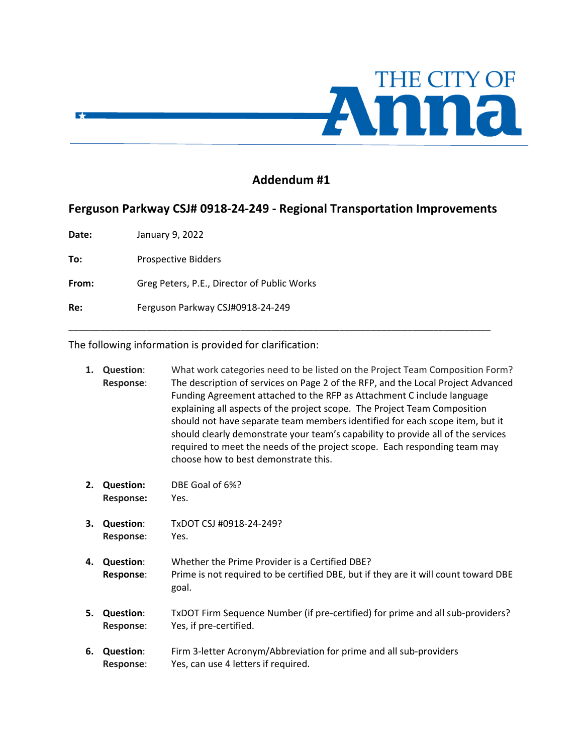THE CITY OF **Anna**

# Addendum #1

## Ferguson Parkway CSJ# 0918-24-249 - Regional Transportation Improvements

**Date:** January 9, 2022

**To:** Prospective Bidders

**From:** Greg Peters, P.E., Director of Public Works

**Re:** Ferguson Parkway CSJ#0918-24-249

---

The following information is provided for clarification:

1. **Question**: What work categories need to be listed on the Project Team Composition Form?
   **Response**: The description of services on Page 2 of the RFP, and the Local Project Advanced Funding Agreement attached to the RFP as Attachment C include language explaining all aspects of the project scope. The Project Team Composition should not have separate team members identified for each scope item, but it should clearly demonstrate your team's capability to provide all of the services required to meet the needs of the project scope. Each responding team may choose how to best demonstrate this.

2. **Question:** DBE Goal of 6%?
   **Response:** Yes.

3. **Question**: TxDOT CSJ #0918-24-249?
   **Response**: Yes.

4. **Question**: Whether the Prime Provider is a Certified DBE?
   **Response**: Prime is not required to be certified DBE, but if they are it will count toward DBE goal.

5. **Question**: TxDOT Firm Sequence Number (if pre-certified) for prime and all sub-providers?
   **Response**: Yes, if pre-certified.

6. **Question**: Firm 3-letter Acronym/Abbreviation for prime and all sub-providers
   **Response**: Yes, can use 4 letters if required.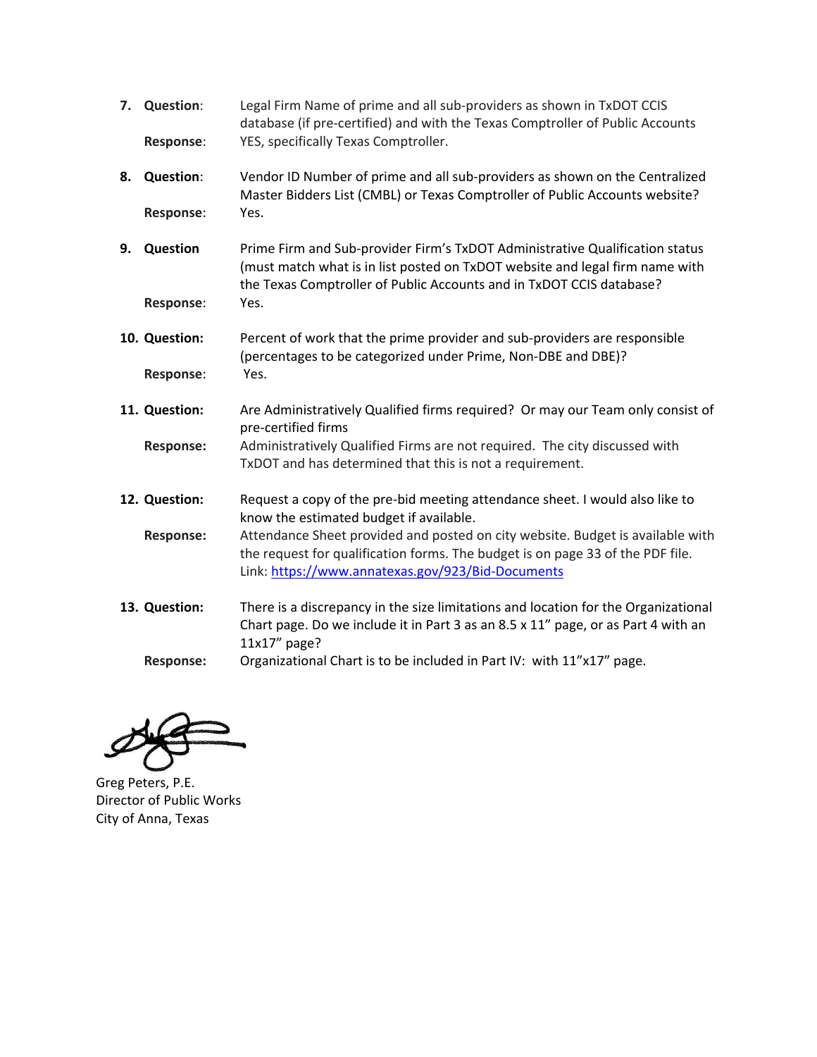7. **Question**: Legal Firm Name of prime and all sub-providers as shown in TxDOT CCIS database (if pre-certified) and with the Texas Comptroller of Public Accounts

   **Response**: YES, specifically Texas Comptroller.

8. **Question**: Vendor ID Number of prime and all sub-providers as shown on the Centralized Master Bidders List (CMBL) or Texas Comptroller of Public Accounts website?

   **Response**: Yes.

9. **Question** Prime Firm and Sub-provider Firm's TxDOT Administrative Qualification status (must match what is in list posted on TxDOT website and legal firm name with the Texas Comptroller of Public Accounts and in TxDOT CCIS database?

   **Response**: Yes.

10. **Question:** Percent of work that the prime provider and sub-providers are responsible (percentages to be categorized under Prime, Non-DBE and DBE)?

    **Response**: Yes.

11. **Question:** Are Administratively Qualified firms required? Or may our Team only consist of pre-certified firms

    **Response:** Administratively Qualified Firms are not required. The city discussed with TxDOT and has determined that this is not a requirement.

12. **Question:** Request a copy of the pre-bid meeting attendance sheet. I would also like to know the estimated budget if available.

    **Response:** Attendance Sheet provided and posted on city website. Budget is available with the request for qualification forms. The budget is on page 33 of the PDF file. Link: https://www.annatexas.gov/923/Bid-Documents

13. **Question:** There is a discrepancy in the size limitations and location for the Organizational Chart page. Do we include it in Part 3 as an 8.5 x 11" page, or as Part 4 with an 11x17" page?

    **Response:** Organizational Chart is to be included in Part IV: with 11"x17" page.

Greg Peters, P.E.
Director of Public Works
City of Anna, Texas